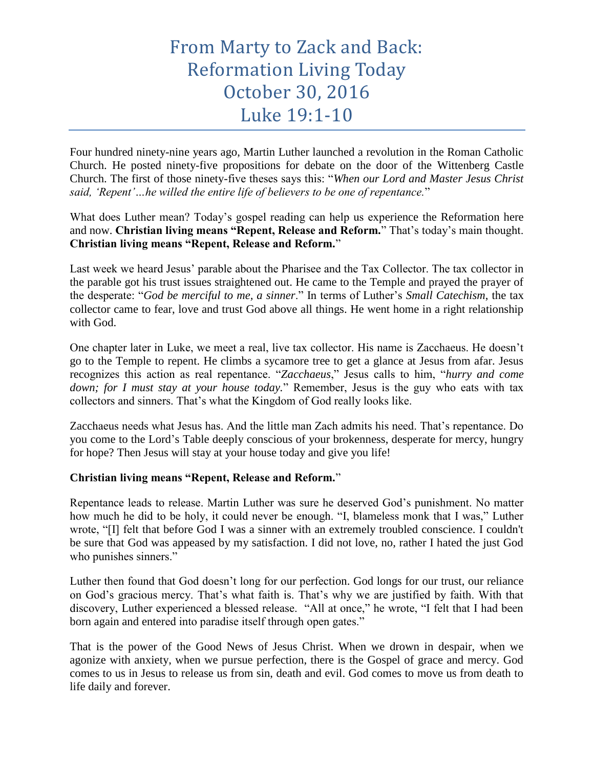# From Marty to Zack and Back: Reformation Living Today October 30, 2016 Luke 19:1-10

Four hundred ninety-nine years ago, Martin Luther launched a revolution in the Roman Catholic Church. He posted ninety-five propositions for debate on the door of the Wittenberg Castle Church. The first of those ninety-five theses says this: "*When our Lord and Master Jesus Christ said, 'Repent'…he willed the entire life of believers to be one of repentance.*"

What does Luther mean? Today's gospel reading can help us experience the Reformation here and now. **Christian living means "Repent, Release and Reform.**" That's today's main thought. **Christian living means "Repent, Release and Reform.**"

Last week we heard Jesus' parable about the Pharisee and the Tax Collector. The tax collector in the parable got his trust issues straightened out. He came to the Temple and prayed the prayer of the desperate: "*God be merciful to me, a sinner*." In terms of Luther's *Small Catechism*, the tax collector came to fear, love and trust God above all things. He went home in a right relationship with God.

One chapter later in Luke, we meet a real, live tax collector. His name is Zacchaeus. He doesn't go to the Temple to repent. He climbs a sycamore tree to get a glance at Jesus from afar. Jesus recognizes this action as real repentance. "*Zacchaeus*," Jesus calls to him, "*hurry and come down; for I must stay at your house today.*" Remember, Jesus is the guy who eats with tax collectors and sinners. That's what the Kingdom of God really looks like.

Zacchaeus needs what Jesus has. And the little man Zach admits his need. That's repentance. Do you come to the Lord's Table deeply conscious of your brokenness, desperate for mercy, hungry for hope? Then Jesus will stay at your house today and give you life!

**Christian living means "Repent, Release and Reform.**"

Repentance leads to release. Martin Luther was sure he deserved God's punishment. No matter how much he did to be holy, it could never be enough. "I, blameless monk that I was," Luther wrote, "[I] felt that before God I was a sinner with an extremely troubled conscience. I couldn't be sure that God was appeased by my satisfaction. I did not love, no, rather I hated the just God who punishes sinners."

Luther then found that God doesn't long for our perfection. God longs for our trust, our reliance on God's gracious mercy. That's what faith is. That's why we are justified by faith. With that discovery, Luther experienced a blessed release. "All at once," he wrote, "I felt that I had been born again and entered into paradise itself through open gates."

That is the power of the Good News of Jesus Christ. When we drown in despair, when we agonize with anxiety, when we pursue perfection, there is the Gospel of grace and mercy. God comes to us in Jesus to release us from sin, death and evil. God comes to move us from death to life daily and forever.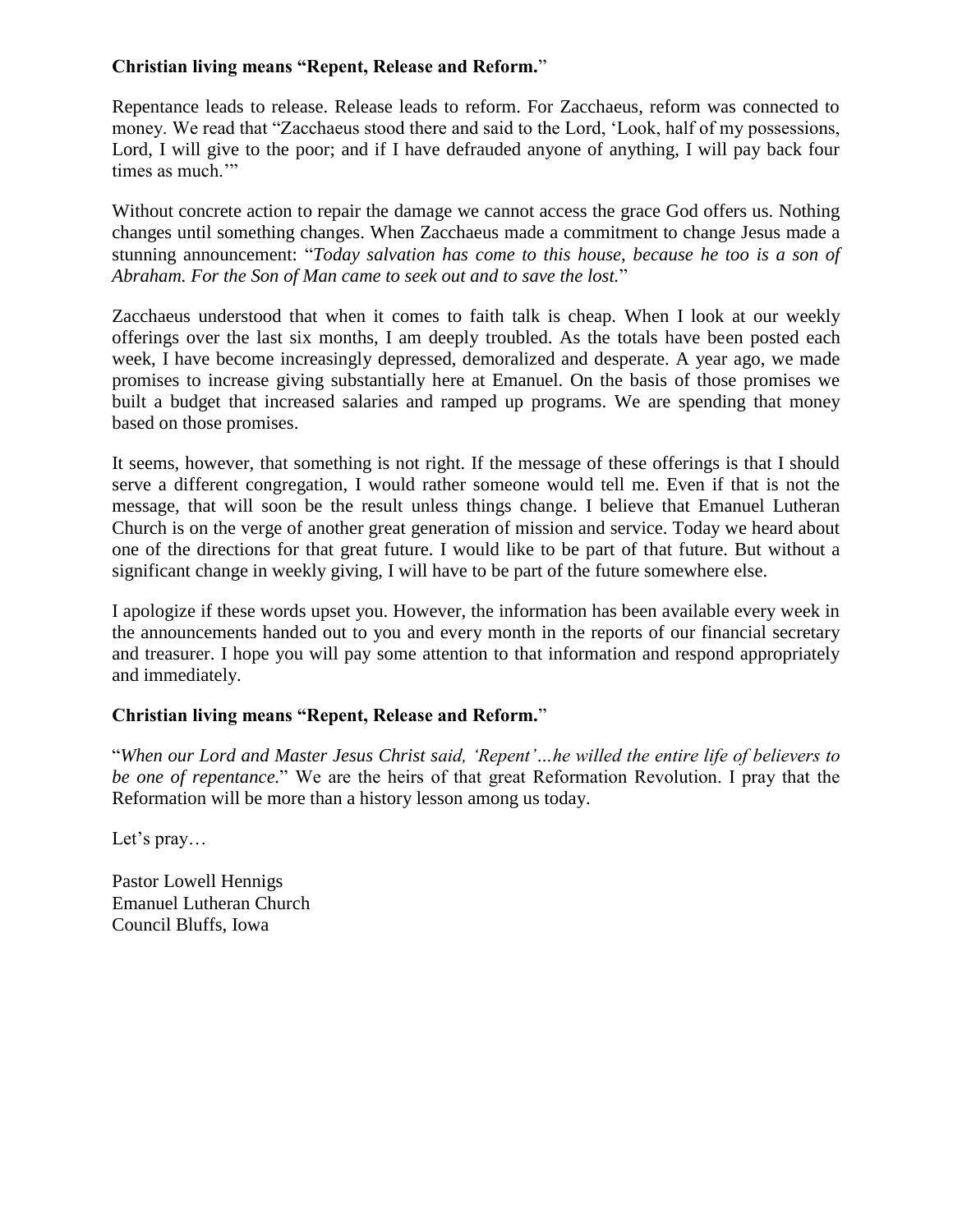**Christian living means "Repent, Release and Reform."**

Repentance leads to release. Release leads to reform. For Zacchaeus, reform was connected to money. We read that "Zacchaeus stood there and said to the Lord, 'Look, half of my possessions, Lord, I will give to the poor; and if I have defrauded anyone of anything, I will pay back four times as much.'"

Without concrete action to repair the damage we cannot access the grace God offers us. Nothing changes until something changes. When Zacchaeus made a commitment to change Jesus made a stunning announcement: "*Today salvation has come to this house, because he too is a son of Abraham. For the Son of Man came to seek out and to save the lost.*"

Zacchaeus understood that when it comes to faith talk is cheap. When I look at our weekly offerings over the last six months, I am deeply troubled. As the totals have been posted each week, I have become increasingly depressed, demoralized and desperate. A year ago, we made promises to increase giving substantially here at Emanuel. On the basis of those promises we built a budget that increased salaries and ramped up programs. We are spending that money based on those promises.

It seems, however, that something is not right. If the message of these offerings is that I should serve a different congregation, I would rather someone would tell me. Even if that is not the message, that will soon be the result unless things change. I believe that Emanuel Lutheran Church is on the verge of another great generation of mission and service. Today we heard about one of the directions for that great future. I would like to be part of that future. But without a significant change in weekly giving, I will have to be part of the future somewhere else.

I apologize if these words upset you. However, the information has been available every week in the announcements handed out to you and every month in the reports of our financial secretary and treasurer. I hope you will pay some attention to that information and respond appropriately and immediately.

**Christian living means "Repent, Release and Reform."**

"*When our Lord and Master Jesus Christ said, 'Repent'…he willed the entire life of believers to be one of repentance.*" We are the heirs of that great Reformation Revolution. I pray that the Reformation will be more than a history lesson among us today.

Let's pray…

Pastor Lowell Hennigs
Emanuel Lutheran Church
Council Bluffs, Iowa